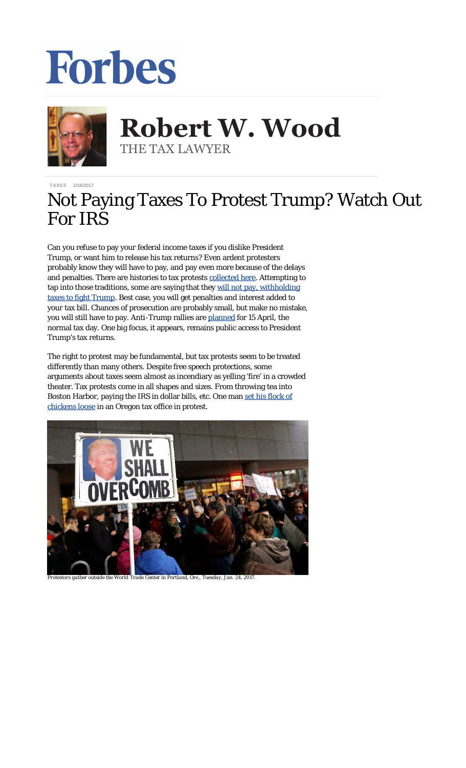# Robert W. Wood

THE TAX LAWYER

TAXES 2/16/2017

# Not Paying Taxes To Protest Trump? Watch Out For IRS

Can you refuse to pay your federal income taxes if you dislike President Trump, or want him to release his tax returns? Even ardent protesters probably know they will have to pay, and pay even more because of the delays and penalties. There are histories to tax protests collected here. Attempting to tap into those traditions, some are saying that they will not pay, withholding taxes to fight Trump. Best case, you will get penalties and interest added to your tax bill. Chances of prosecution are probably small, but make no mistake, you will still have to pay. Anti-Trump rallies are planned for 15 April, the normal tax day. One big focus, it appears, remains public access to President Trump's tax returns.

The right to protest may be fundamental, but tax protests seem to be treated differently than many others. Despite free speech protections, some arguments about taxes seem almost as incendiary as yelling 'fire' in a crowded theater. Tax protests come in all shapes and sizes. From throwing tea into Boston Harbor, paying the IRS in dollar bills, etc. One man set his flock of chickens loose in an Oregon tax office in protest.

*Protestors gather outside the World Trade Center in Portland, Ore., Tuesday, Jan. 24, 2017.*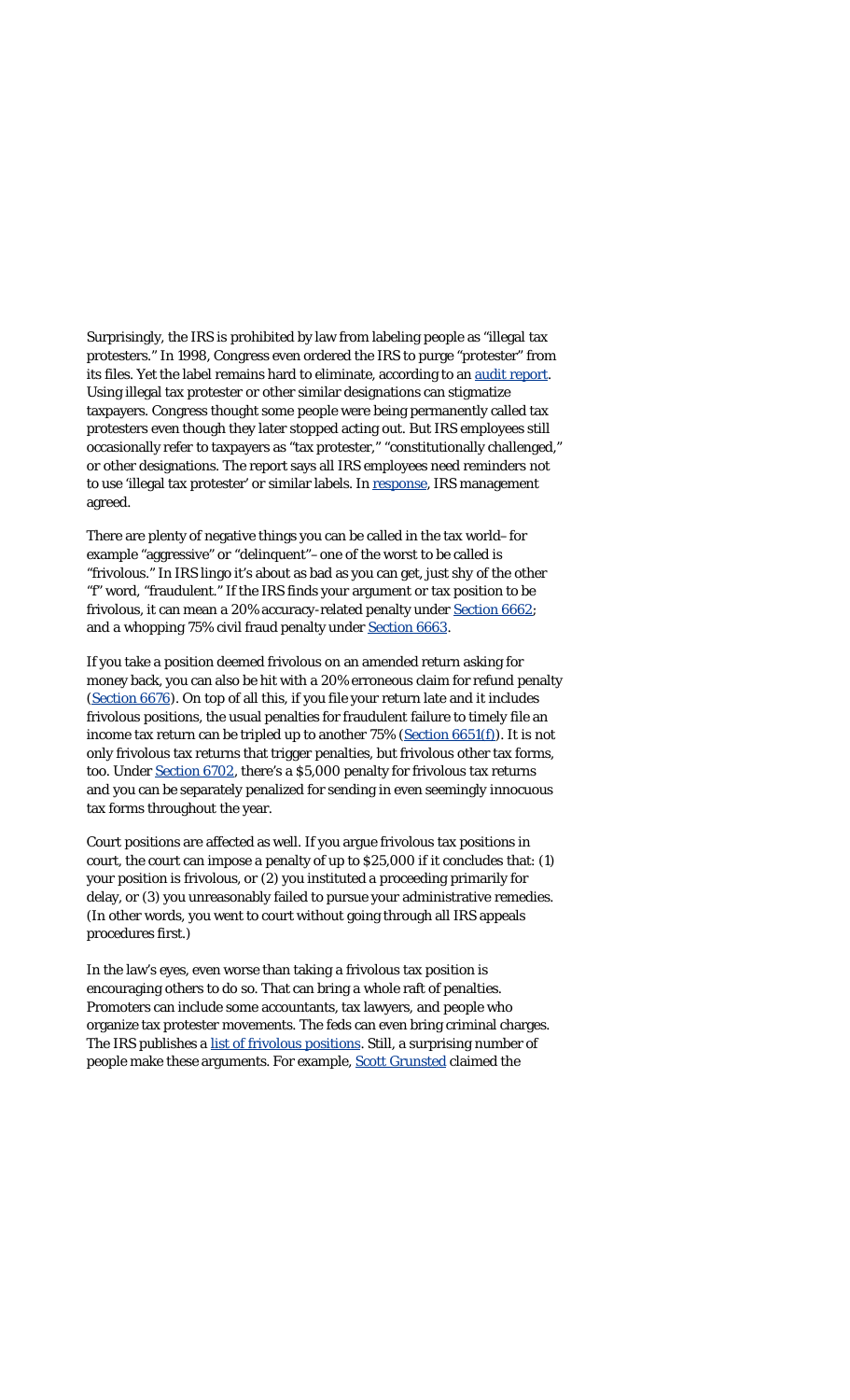Surprisingly, the IRS is prohibited by law from labeling people as "illegal tax protesters." In 1998, Congress even ordered the IRS to purge "protester" from its files. Yet the label remains hard to eliminate, according to an audit report. Using illegal tax protester or other similar designations can stigmatize taxpayers. Congress thought some people were being permanently called tax protesters even though they later stopped acting out. But IRS employees still occasionally refer to taxpayers as "tax protester," "constitutionally challenged," or other designations. The report says all IRS employees need reminders not to use 'illegal tax protester' or similar labels. In response, IRS management agreed.

There are plenty of negative things you can be called in the tax world–for example "aggressive" or "delinquent"– one of the worst to be called is "frivolous." In IRS lingo it's about as bad as you can get, just shy of the other "f" word, "fraudulent." If the IRS finds your argument or tax position to be frivolous, it can mean a 20% accuracy-related penalty under Section 6662; and a whopping 75% civil fraud penalty under Section 6663.

If you take a position deemed frivolous on an amended return asking for money back, you can also be hit with a 20% erroneous claim for refund penalty (Section 6676). On top of all this, if you file your return late and it includes frivolous positions, the usual penalties for fraudulent failure to timely file an income tax return can be tripled up to another 75% (Section 6651(f)). It is not only frivolous tax returns that trigger penalties, but frivolous other tax forms, too. Under Section 6702, there's a $5,000 penalty for frivolous tax returns and you can be separately penalized for sending in even seemingly innocuous tax forms throughout the year.

Court positions are affected as well. If you argue frivolous tax positions in court, the court can impose a penalty of up to $25,000 if it concludes that: (1) your position is frivolous, or (2) you instituted a proceeding primarily for delay, or (3) you unreasonably failed to pursue your administrative remedies. (In other words, you went to court without going through all IRS appeals procedures first.)

In the law's eyes, even worse than taking a frivolous tax position is encouraging others to do so. That can bring a whole raft of penalties. Promoters can include some accountants, tax lawyers, and people who organize tax protester movements. The feds can even bring criminal charges. The IRS publishes a list of frivolous positions. Still, a surprising number of people make these arguments. For example, Scott Grunsted claimed the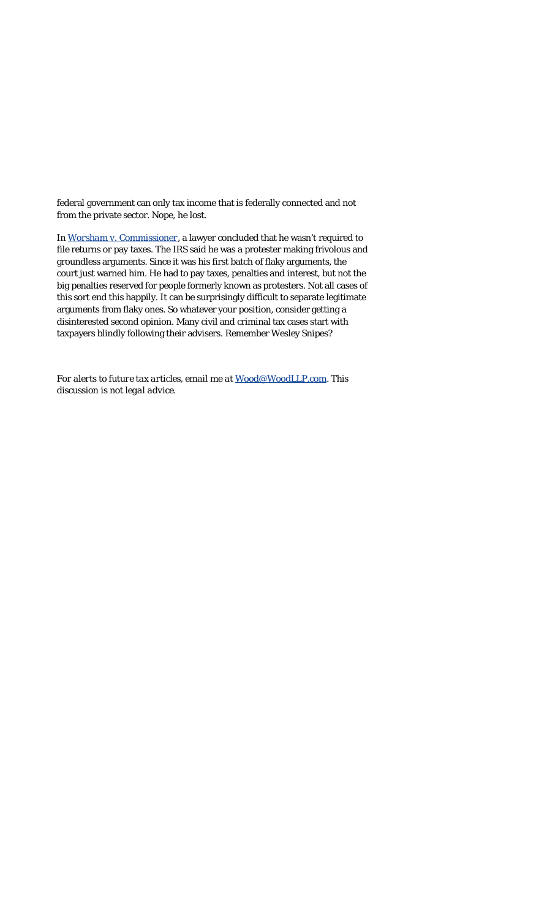federal government can only tax income that is federally connected and not from the private sector. Nope, he lost.

In [Worsham v. Commissioner](), a lawyer concluded that he wasn't required to file returns or pay taxes. The IRS said he was a protester making frivolous and groundless arguments. Since it was his first batch of flaky arguments, the court just warned him. He had to pay taxes, penalties and interest, but not the big penalties reserved for people formerly known as protesters. Not all cases of this sort end this happily. It can be surprisingly difficult to separate legitimate arguments from flaky ones. So whatever your position, consider getting a disinterested second opinion. Many civil and criminal tax cases start with taxpayers blindly following their advisers. Remember Wesley Snipes?

*For alerts to future tax articles, email me at* Wood@WoodLLP.com. *This discussion is not legal advice.*